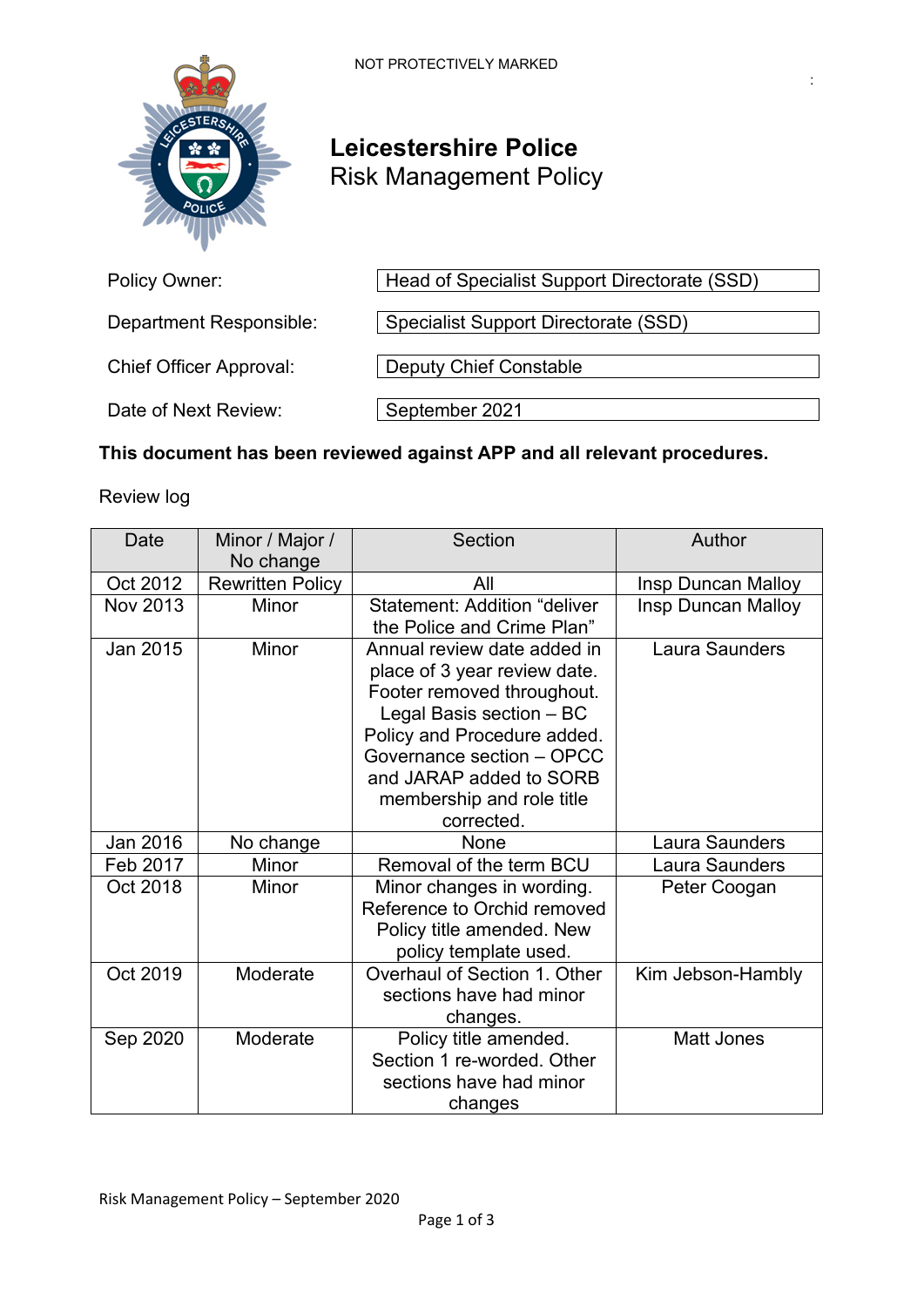NOT PROTECTIVELY MARKED

# Leicestershire Police
## Risk Management Policy

| | |
|---|---|
| Policy Owner: | Head of Specialist Support Directorate (SSD) |
| Department Responsible: | Specialist Support Directorate (SSD) |
| Chief Officer Approval: | Deputy Chief Constable |
| Date of Next Review: | September 2021 |

**This document has been reviewed against APP and all relevant procedures.**

Review log

| Date | Minor / Major / No change | Section | Author |
|---|---|---|---|
| Oct 2012 | Rewritten Policy | All | Insp Duncan Malloy |
| Nov 2013 | Minor | Statement: Addition "deliver the Police and Crime Plan" | Insp Duncan Malloy |
| Jan 2015 | Minor | Annual review date added in place of 3 year review date. Footer removed throughout. Legal Basis section – BC Policy and Procedure added. Governance section – OPCC and JARAP added to SORB membership and role title corrected. | Laura Saunders |
| Jan 2016 | No change | None | Laura Saunders |
| Feb 2017 | Minor | Removal of the term BCU | Laura Saunders |
| Oct 2018 | Minor | Minor changes in wording. Reference to Orchid removed Policy title amended. New policy template used. | Peter Coogan |
| Oct 2019 | Moderate | Overhaul of Section 1. Other sections have had minor changes. | Kim Jebson-Hambly |
| Sep 2020 | Moderate | Policy title amended. Section 1 re-worded. Other sections have had minor changes | Matt Jones |

Risk Management Policy – September 2020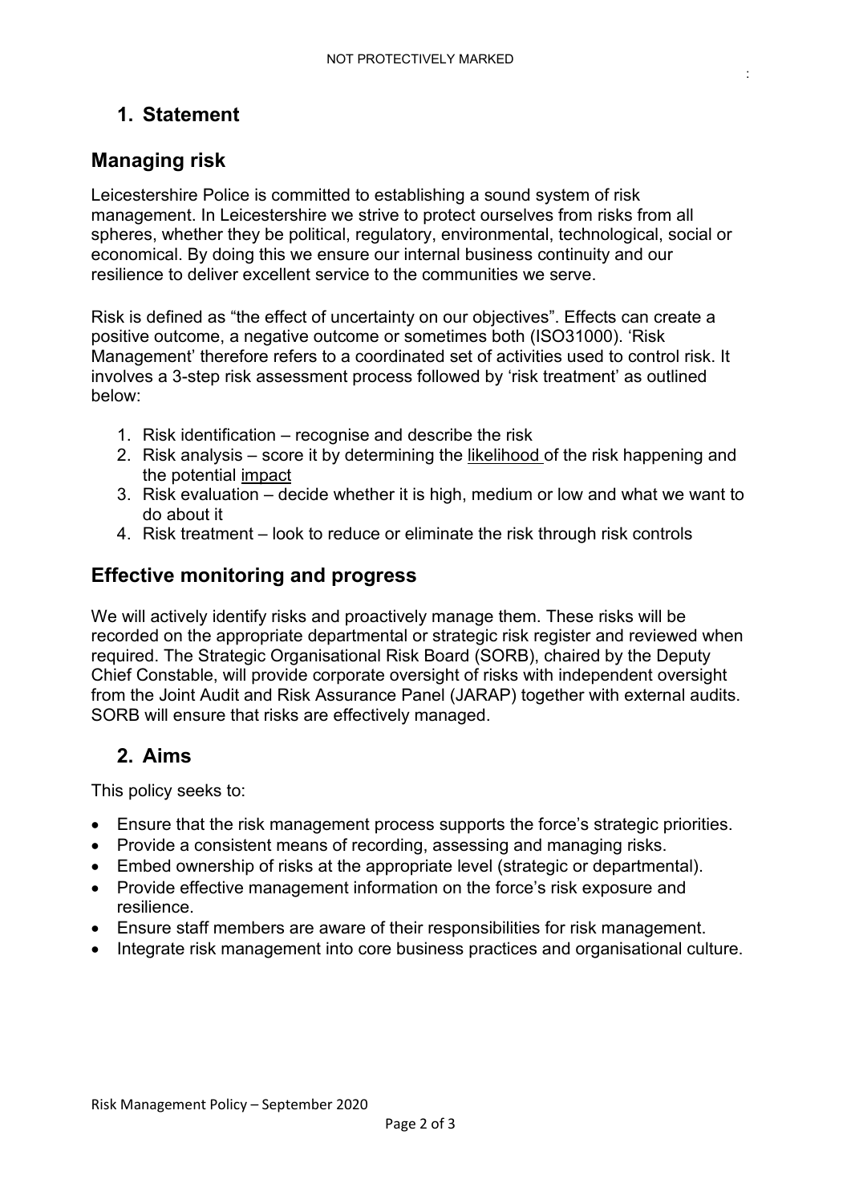# 1. Statement

## Managing risk

Leicestershire Police is committed to establishing a sound system of risk management. In Leicestershire we strive to protect ourselves from risks from all spheres, whether they be political, regulatory, environmental, technological, social or economical. By doing this we ensure our internal business continuity and our resilience to deliver excellent service to the communities we serve.

Risk is defined as "the effect of uncertainty on our objectives". Effects can create a positive outcome, a negative outcome or sometimes both (ISO31000). 'Risk Management' therefore refers to a coordinated set of activities used to control risk. It involves a 3-step risk assessment process followed by 'risk treatment' as outlined below:

1. Risk identification – recognise and describe the risk
2. Risk analysis – score it by determining the likelihood of the risk happening and the potential impact
3. Risk evaluation – decide whether it is high, medium or low and what we want to do about it
4. Risk treatment – look to reduce or eliminate the risk through risk controls

## Effective monitoring and progress

We will actively identify risks and proactively manage them. These risks will be recorded on the appropriate departmental or strategic risk register and reviewed when required. The Strategic Organisational Risk Board (SORB), chaired by the Deputy Chief Constable, will provide corporate oversight of risks with independent oversight from the Joint Audit and Risk Assurance Panel (JARAP) together with external audits. SORB will ensure that risks are effectively managed.

# 2. Aims

This policy seeks to:

- Ensure that the risk management process supports the force's strategic priorities.
- Provide a consistent means of recording, assessing and managing risks.
- Embed ownership of risks at the appropriate level (strategic or departmental).
- Provide effective management information on the force's risk exposure and resilience.
- Ensure staff members are aware of their responsibilities for risk management.
- Integrate risk management into core business practices and organisational culture.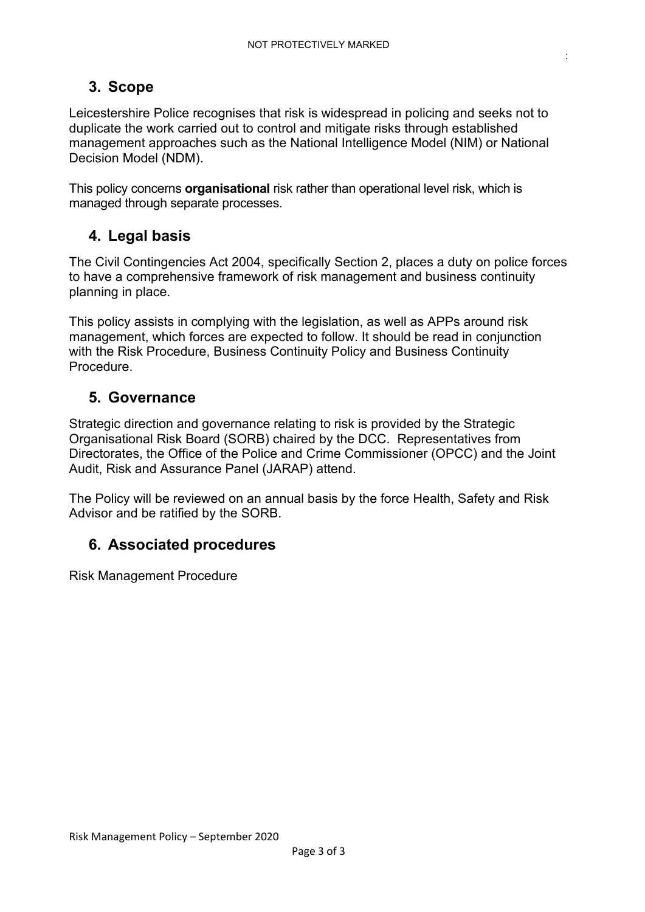## 3. Scope

Leicestershire Police recognises that risk is widespread in policing and seeks not to duplicate the work carried out to control and mitigate risks through established management approaches such as the National Intelligence Model (NIM) or National Decision Model (NDM).

This policy concerns **organisational** risk rather than operational level risk, which is managed through separate processes.

## 4. Legal basis

The Civil Contingencies Act 2004, specifically Section 2, places a duty on police forces to have a comprehensive framework of risk management and business continuity planning in place.

This policy assists in complying with the legislation, as well as APPs around risk management, which forces are expected to follow. It should be read in conjunction with the Risk Procedure, Business Continuity Policy and Business Continuity Procedure.

## 5. Governance

Strategic direction and governance relating to risk is provided by the Strategic Organisational Risk Board (SORB) chaired by the DCC. Representatives from Directorates, the Office of the Police and Crime Commissioner (OPCC) and the Joint Audit, Risk and Assurance Panel (JARAP) attend.

The Policy will be reviewed on an annual basis by the force Health, Safety and Risk Advisor and be ratified by the SORB.

## 6. Associated procedures

Risk Management Procedure